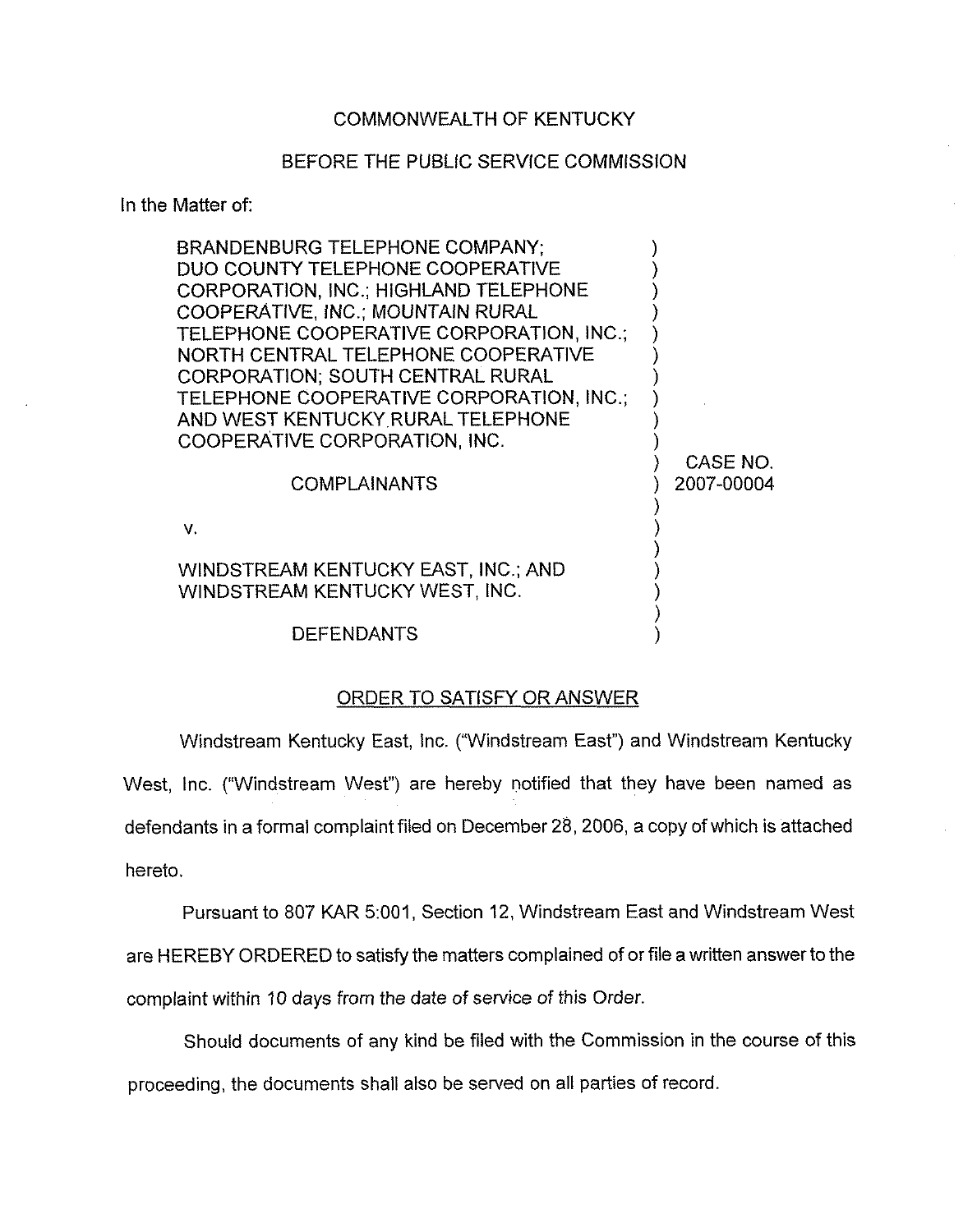COMMONWEALTH OF KENTUCKY

BEFORE THE PUBLIC SERVICE COMMISSION

In the Matter of:

BRANDENBURG TELEPHONE COMPANY; DUO COUNTY TELEPHONE COOPERATIVE CORPORATION, INC.; HIGHLAND TELEPHONE COOPERATIVE, INC.; MOUNTAIN RURAL TELEPHONE COOPERATIVE CORPORATION, INC.; NORTH CENTRAL TELEPHONE COOPERATIVE CORPORATION; SOUTH CENTRAL RURAL TELEPHONE COOPERATIVE CORPORATION, INC.; AND WEST KENTUCKY RURAL TELEPHONE COOPERATIVE CORPORATION, INC.

COMPLAINANTS

v.

WINDSTREAM KENTUCKY EAST, INC.; AND WINDSTREAM KENTUCKY WEST, INC.

DEFENDANTS

CASE NO. 2007-00004

ORDER TO SATISFY OR ANSWER

Windstream Kentucky East, Inc. ("Windstream East") and Windstream Kentucky West, Inc. ("Windstream West") are hereby notified that they have been named as defendants in a formal complaint filed on December 28, 2006, a copy of which is attached hereto.

Pursuant to 807 KAR 5:001, Section 12, Windstream East and Windstream West are HEREBY ORDERED to satisfy the matters complained of or file a written answer to the complaint within 10 days from the date of service of this Order.

Should documents of any kind be filed with the Commission in the course of this proceeding, the documents shall also be served on all parties of record.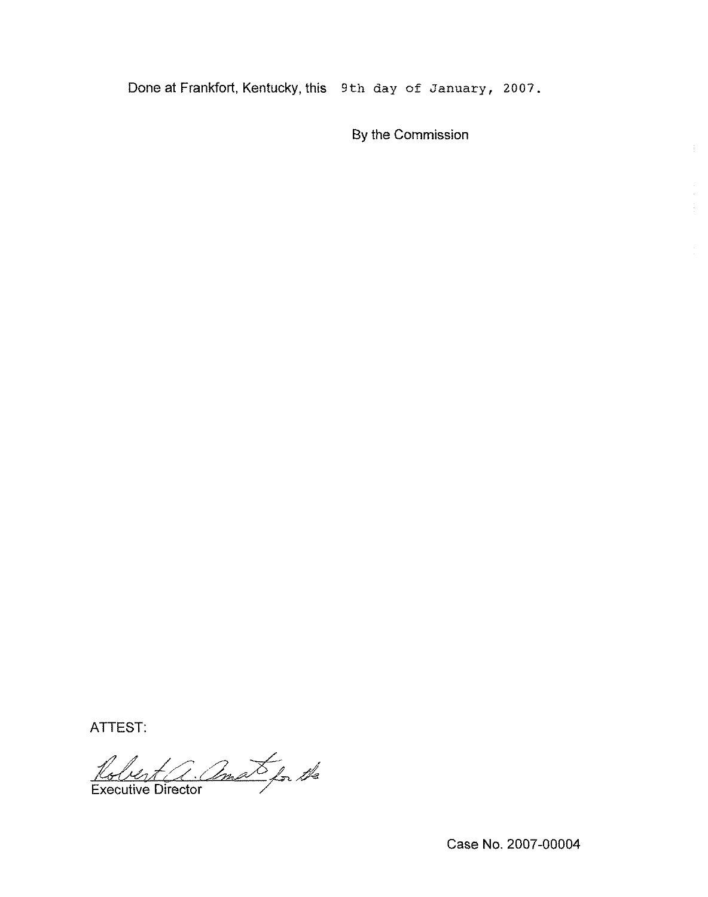Done at Frankfort, Kentucky, this 9th day of January, 2007.

By the Commission

ATTEST:

Robert A. Amato for the
Executive Director

Case No. 2007-00004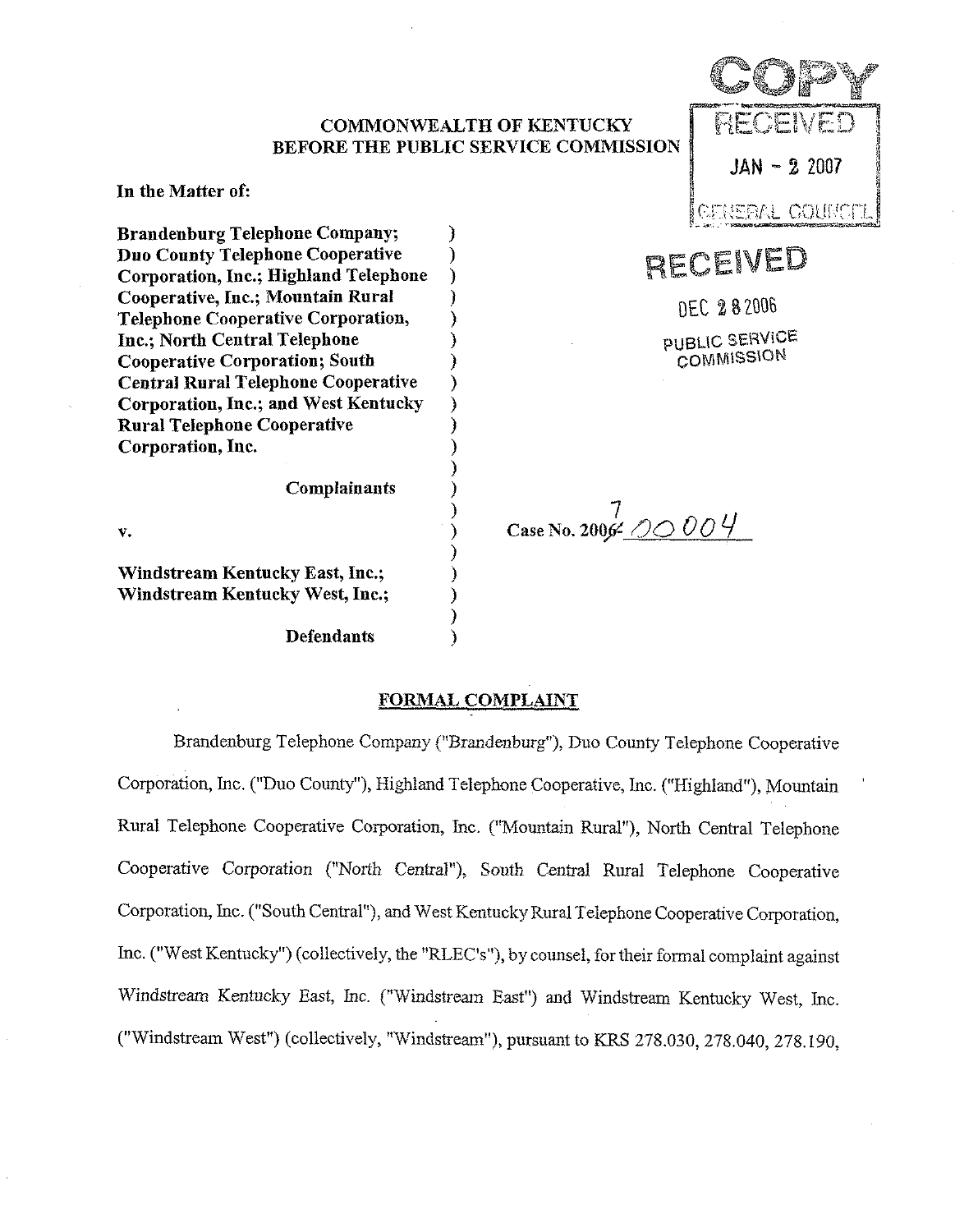COPY

RECEIVED

JAN - 2 2007

GENERAL COUNSEL

RECEIVED

DEC 28 2006

PUBLIC SERVICE COMMISSION

**COMMONWEALTH OF KENTUCKY**
**BEFORE THE PUBLIC SERVICE COMMISSION**

**In the Matter of:**

**Brandenburg Telephone Company; Duo County Telephone Cooperative Corporation, Inc.; Highland Telephone Cooperative, Inc.; Mountain Rural Telephone Cooperative Corporation, Inc.; North Central Telephone Cooperative Corporation; South Central Rural Telephone Cooperative Corporation, Inc.; and West Kentucky Rural Telephone Cooperative Corporation, Inc.**

**Complainants**

**v.**

**Windstream Kentucky East, Inc.; Windstream Kentucky West, Inc.;**

**Defendants**

Case No. 2007-00004

## FORMAL COMPLAINT

Brandenburg Telephone Company ("Brandenburg"), Duo County Telephone Cooperative Corporation, Inc. ("Duo County"), Highland Telephone Cooperative, Inc. ("Highland"), Mountain Rural Telephone Cooperative Corporation, Inc. ("Mountain Rural"), North Central Telephone Cooperative Corporation ("North Central"), South Central Rural Telephone Cooperative Corporation, Inc. ("South Central"), and West Kentucky Rural Telephone Cooperative Corporation, Inc. ("West Kentucky") (collectively, the "RLEC's"), by counsel, for their formal complaint against Windstream Kentucky East, Inc. ("Windstream East") and Windstream Kentucky West, Inc. ("Windstream West") (collectively, "Windstream"), pursuant to KRS 278.030, 278.040, 278.190,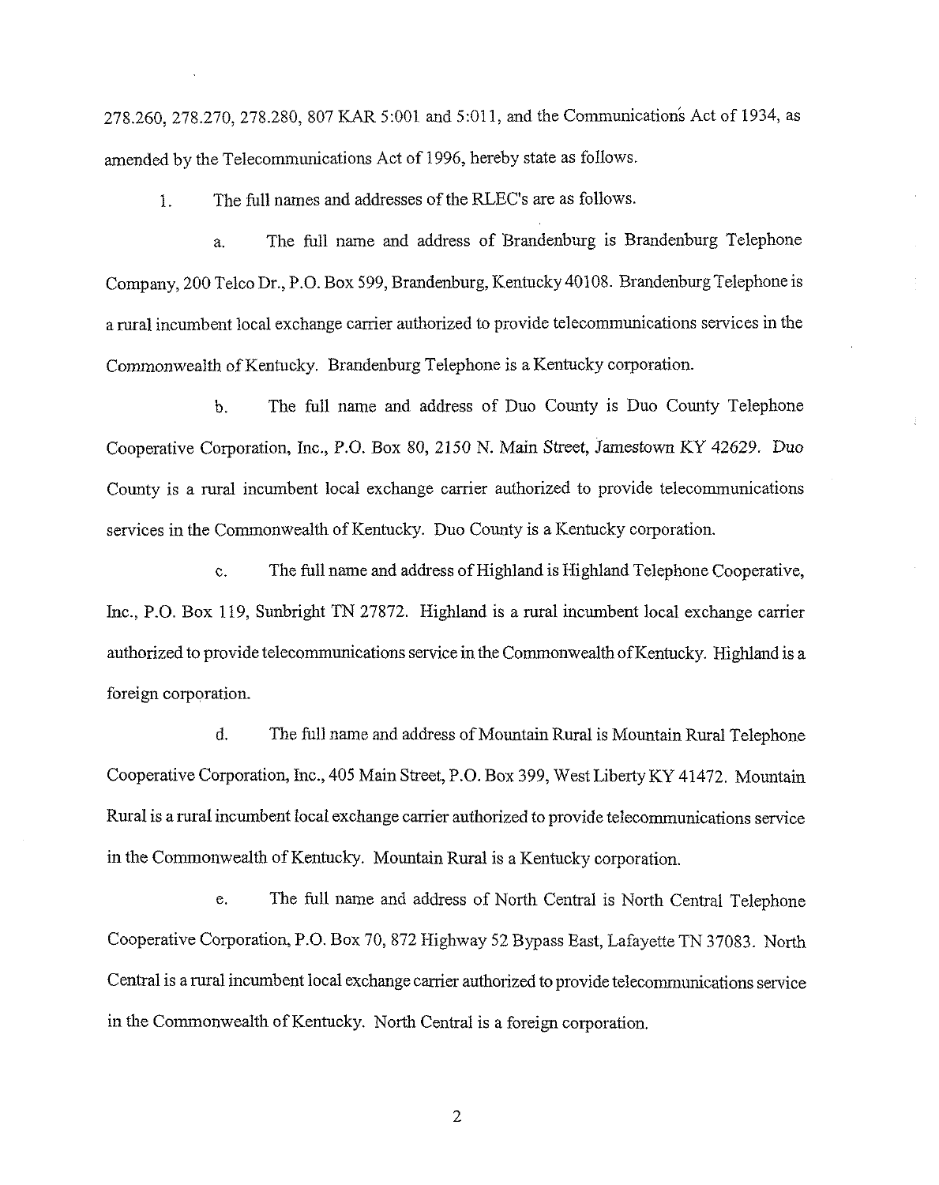278.260, 278.270, 278.280, 807 KAR 5:001 and 5:011, and the Communications Act of 1934, as amended by the Telecommunications Act of 1996, hereby state as follows.

1. The full names and addresses of the RLEC's are as follows.

   a. The full name and address of Brandenburg is Brandenburg Telephone Company, 200 Telco Dr., P.O. Box 599, Brandenburg, Kentucky 40108. Brandenburg Telephone is a rural incumbent local exchange carrier authorized to provide telecommunications services in the Commonwealth of Kentucky. Brandenburg Telephone is a Kentucky corporation.

   b. The full name and address of Duo County is Duo County Telephone Cooperative Corporation, Inc., P.O. Box 80, 2150 N. Main Street, Jamestown KY 42629. Duo County is a rural incumbent local exchange carrier authorized to provide telecommunications services in the Commonwealth of Kentucky. Duo County is a Kentucky corporation.

   c. The full name and address of Highland is Highland Telephone Cooperative, Inc., P.O. Box 119, Sunbright TN 27872. Highland is a rural incumbent local exchange carrier authorized to provide telecommunications service in the Commonwealth of Kentucky. Highland is a foreign corporation.

   d. The full name and address of Mountain Rural is Mountain Rural Telephone Cooperative Corporation, Inc., 405 Main Street, P.O. Box 399, West Liberty KY 41472. Mountain Rural is a rural incumbent local exchange carrier authorized to provide telecommunications service in the Commonwealth of Kentucky. Mountain Rural is a Kentucky corporation.

   e. The full name and address of North Central is North Central Telephone Cooperative Corporation, P.O. Box 70, 872 Highway 52 Bypass East, Lafayette TN 37083. North Central is a rural incumbent local exchange carrier authorized to provide telecommunications service in the Commonwealth of Kentucky. North Central is a foreign corporation.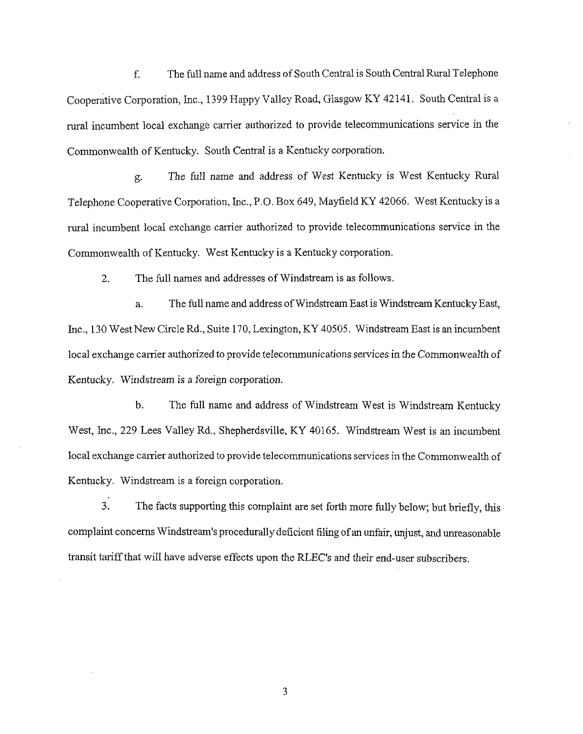f. The full name and address of South Central is South Central Rural Telephone Cooperative Corporation, Inc., 1399 Happy Valley Road, Glasgow KY 42141. South Central is a rural incumbent local exchange carrier authorized to provide telecommunications service in the Commonwealth of Kentucky. South Central is a Kentucky corporation.

g. The full name and address of West Kentucky is West Kentucky Rural Telephone Cooperative Corporation, Inc., P.O. Box 649, Mayfield KY 42066. West Kentucky is a rural incumbent local exchange carrier authorized to provide telecommunications service in the Commonwealth of Kentucky. West Kentucky is a Kentucky corporation.

2. The full names and addresses of Windstream is as follows.

a. The full name and address of Windstream East is Windstream Kentucky East, Inc., 130 West New Circle Rd., Suite 170, Lexington, KY 40505. Windstream East is an incumbent local exchange carrier authorized to provide telecommunications services in the Commonwealth of Kentucky. Windstream is a foreign corporation.

b. The full name and address of Windstream West is Windstream Kentucky West, Inc., 229 Lees Valley Rd., Shepherdsville, KY 40165. Windstream West is an incumbent local exchange carrier authorized to provide telecommunications services in the Commonwealth of Kentucky. Windstream is a foreign corporation.

3. The facts supporting this complaint are set forth more fully below; but briefly, this complaint concerns Windstream's procedurally deficient filing of an unfair, unjust, and unreasonable transit tariff that will have adverse effects upon the RLEC's and their end-user subscribers.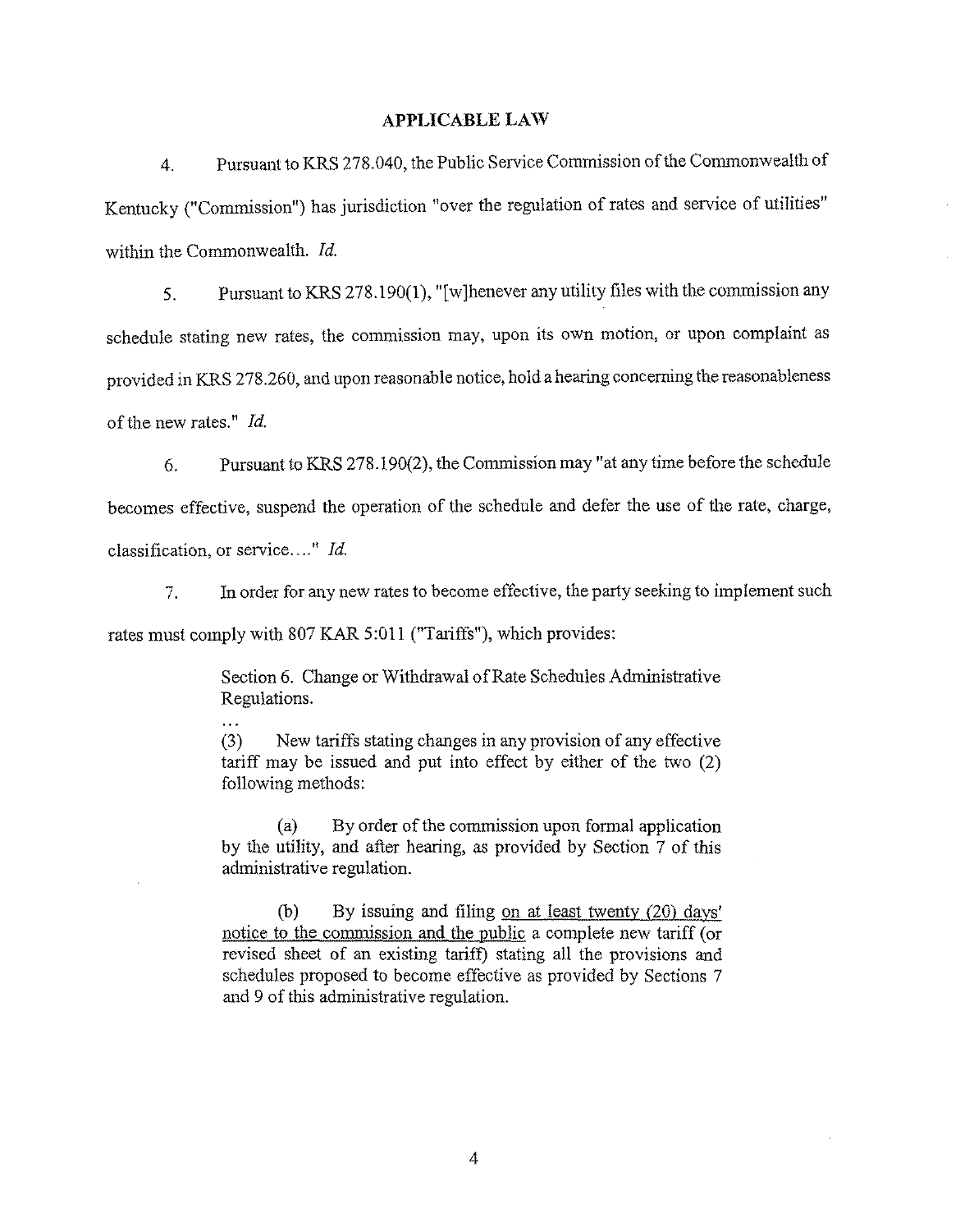## APPLICABLE LAW

4. Pursuant to KRS 278.040, the Public Service Commission of the Commonwealth of Kentucky ("Commission") has jurisdiction "over the regulation of rates and service of utilities" within the Commonwealth. *Id.*

5. Pursuant to KRS 278.190(1), "[w]henever any utility files with the commission any schedule stating new rates, the commission may, upon its own motion, or upon complaint as provided in KRS 278.260, and upon reasonable notice, hold a hearing concerning the reasonableness of the new rates." *Id.*

6. Pursuant to KRS 278.190(2), the Commission may "at any time before the schedule becomes effective, suspend the operation of the schedule and defer the use of the rate, charge, classification, or service...." *Id.*

7. In order for any new rates to become effective, the party seeking to implement such rates must comply with 807 KAR 5:011 ("Tariffs"), which provides:

> Section 6. Change or Withdrawal of Rate Schedules Administrative Regulations.
>
> ...
>
> (3) New tariffs stating changes in any provision of any effective tariff may be issued and put into effect by either of the two (2) following methods:
>
> (a) By order of the commission upon formal application by the utility, and after hearing, as provided by Section 7 of this administrative regulation.
>
> (b) By issuing and filing <u>on at least twenty (20) days' notice to the commission and the public</u> a complete new tariff (or revised sheet of an existing tariff) stating all the provisions and schedules proposed to become effective as provided by Sections 7 and 9 of this administrative regulation.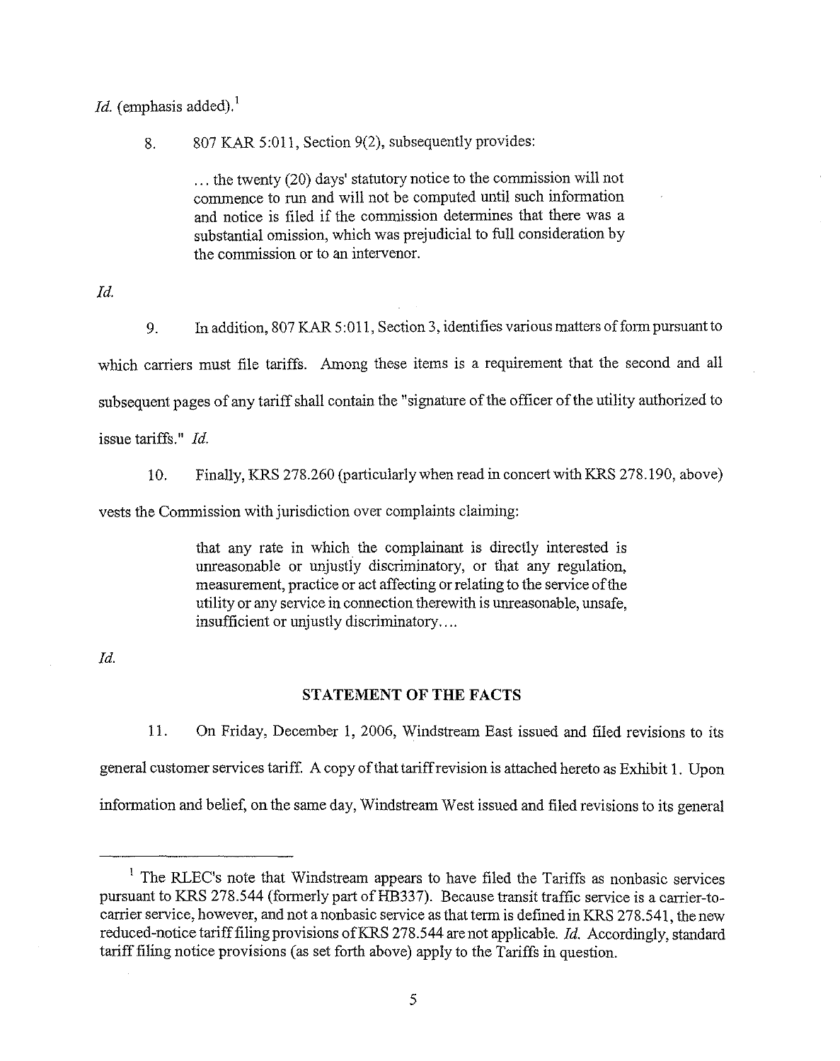*Id.* (emphasis added).[1]

8. 807 KAR 5:011, Section 9(2), subsequently provides:

> ... the twenty (20) days' statutory notice to the commission will not commence to run and will not be computed until such information and notice is filed if the commission determines that there was a substantial omission, which was prejudicial to full consideration by the commission or to an intervenor.

*Id.*

9. In addition, 807 KAR 5:011, Section 3, identifies various matters of form pursuant to which carriers must file tariffs. Among these items is a requirement that the second and all subsequent pages of any tariff shall contain the "signature of the officer of the utility authorized to issue tariffs." *Id.*

10. Finally, KRS 278.260 (particularly when read in concert with KRS 278.190, above) vests the Commission with jurisdiction over complaints claiming:

> that any rate in which the complainant is directly interested is unreasonable or unjustly discriminatory, or that any regulation, measurement, practice or act affecting or relating to the service of the utility or any service in connection therewith is unreasonable, unsafe, insufficient or unjustly discriminatory....

*Id.*

## STATEMENT OF THE FACTS

11. On Friday, December 1, 2006, Windstream East issued and filed revisions to its general customer services tariff. A copy of that tariff revision is attached hereto as Exhibit 1. Upon information and belief, on the same day, Windstream West issued and filed revisions to its general

---

[1] The RLEC's note that Windstream appears to have filed the Tariffs as nonbasic services pursuant to KRS 278.544 (formerly part of HB337). Because transit traffic service is a carrier-to-carrier service, however, and not a nonbasic service as that term is defined in KRS 278.541, the new reduced-notice tariff filing provisions of KRS 278.544 are not applicable. *Id.* Accordingly, standard tariff filing notice provisions (as set forth above) apply to the Tariffs in question.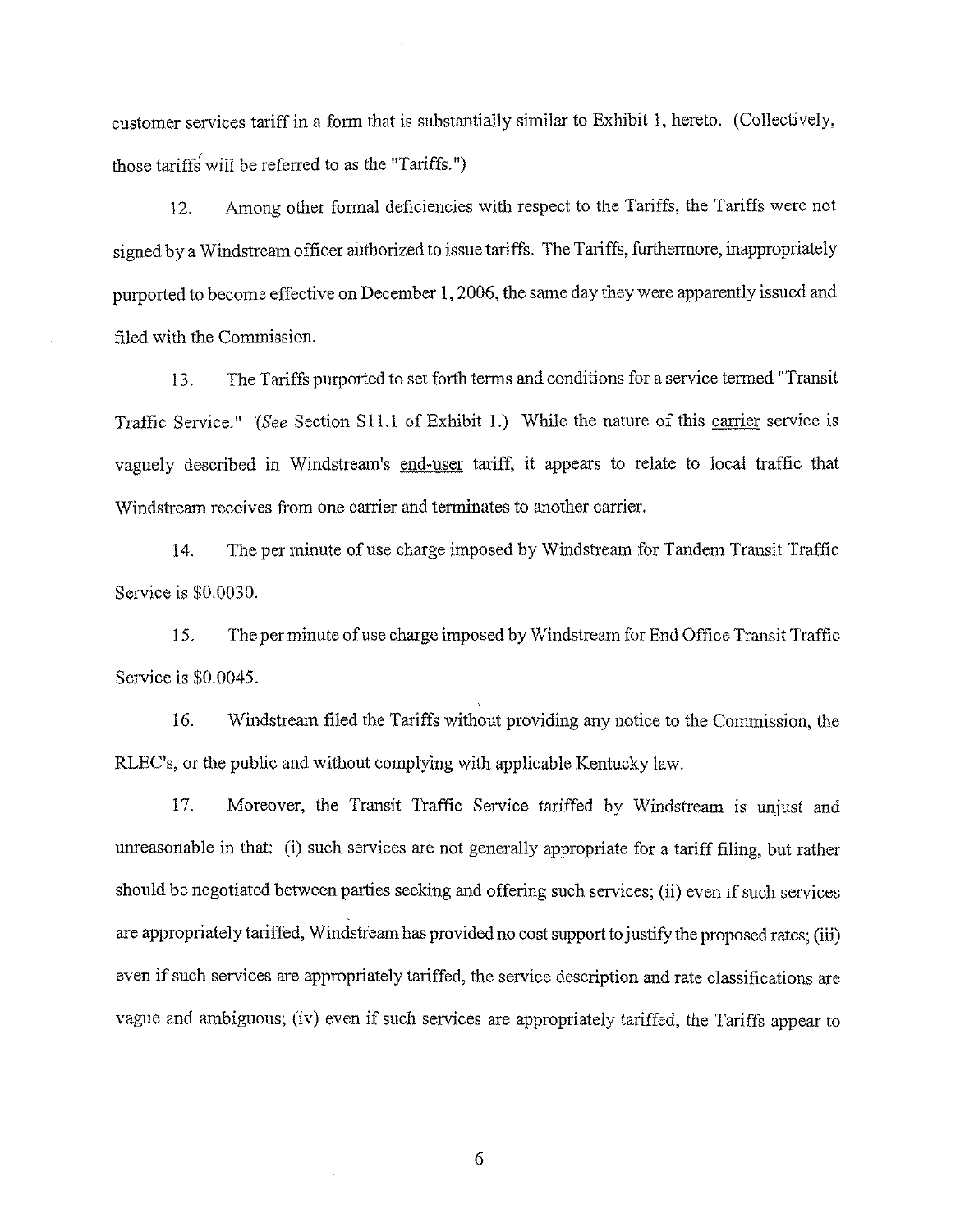customer services tariff in a form that is substantially similar to Exhibit 1, hereto. (Collectively, those tariffs will be referred to as the "Tariffs.")

12. Among other formal deficiencies with respect to the Tariffs, the Tariffs were not signed by a Windstream officer authorized to issue tariffs. The Tariffs, furthermore, inappropriately purported to become effective on December 1, 2006, the same day they were apparently issued and filed with the Commission.

13. The Tariffs purported to set forth terms and conditions for a service termed "Transit Traffic Service." (*See* Section S11.1 of Exhibit 1.) While the nature of this carrier service is vaguely described in Windstream's end-user tariff, it appears to relate to local traffic that Windstream receives from one carrier and terminates to another carrier.

14. The per minute of use charge imposed by Windstream for Tandem Transit Traffic Service is $0.0030.

15. The per minute of use charge imposed by Windstream for End Office Transit Traffic Service is $0.0045.

16. Windstream filed the Tariffs without providing any notice to the Commission, the RLEC's, or the public and without complying with applicable Kentucky law.

17. Moreover, the Transit Traffic Service tariffed by Windstream is unjust and unreasonable in that: (i) such services are not generally appropriate for a tariff filing, but rather should be negotiated between parties seeking and offering such services; (ii) even if such services are appropriately tariffed, Windstream has provided no cost support to justify the proposed rates; (iii) even if such services are appropriately tariffed, the service description and rate classifications are vague and ambiguous; (iv) even if such services are appropriately tariffed, the Tariffs appear to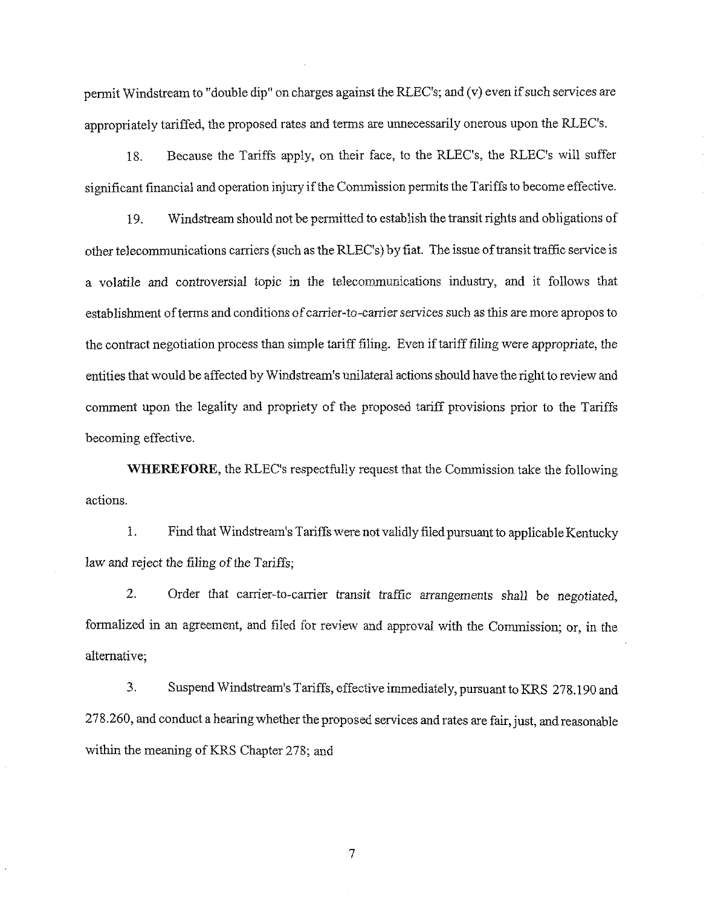permit Windstream to "double dip" on charges against the RLEC's; and (v) even if such services are appropriately tariffed, the proposed rates and terms are unnecessarily onerous upon the RLEC's.

18. Because the Tariffs apply, on their face, to the RLEC's, the RLEC's will suffer significant financial and operation injury if the Commission permits the Tariffs to become effective.

19. Windstream should not be permitted to establish the transit rights and obligations of other telecommunications carriers (such as the RLEC's) by fiat. The issue of transit traffic service is a volatile and controversial topic in the telecommunications industry, and it follows that establishment of terms and conditions of carrier-to-carrier services such as this are more apropos to the contract negotiation process than simple tariff filing. Even if tariff filing were appropriate, the entities that would be affected by Windstream's unilateral actions should have the right to review and comment upon the legality and propriety of the proposed tariff provisions prior to the Tariffs becoming effective.

**WHEREFORE**, the RLEC's respectfully request that the Commission take the following actions.

1. Find that Windstream's Tariffs were not validly filed pursuant to applicable Kentucky law and reject the filing of the Tariffs;

2. Order that carrier-to-carrier transit traffic arrangements shall be negotiated, formalized in an agreement, and filed for review and approval with the Commission; or, in the alternative;

3. Suspend Windstream's Tariffs, effective immediately, pursuant to KRS 278.190 and 278.260, and conduct a hearing whether the proposed services and rates are fair, just, and reasonable within the meaning of KRS Chapter 278; and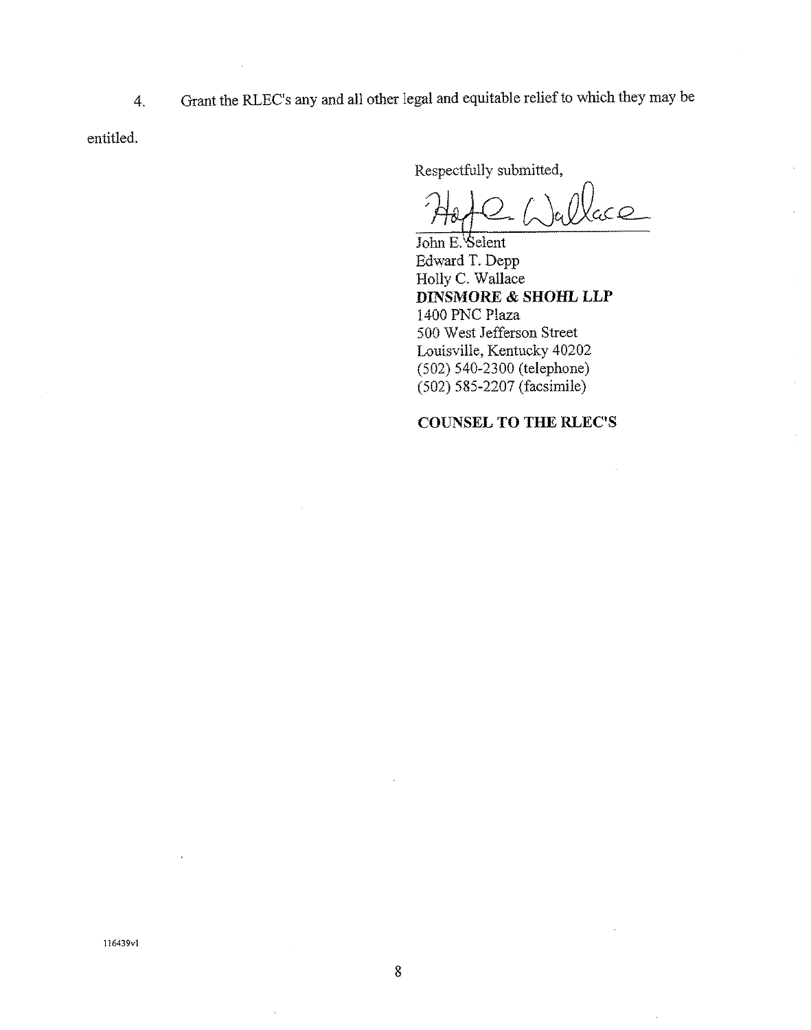4. Grant the RLEC's any and all other legal and equitable relief to which they may be entitled.

Respectfully submitted,

John E. Selent
Edward T. Depp
Holly C. Wallace
**DINSMORE & SHOHL LLP**
1400 PNC Plaza
500 West Jefferson Street
Louisville, Kentucky 40202
(502) 540-2300 (telephone)
(502) 585-2207 (facsimile)

**COUNSEL TO THE RLEC'S**

116439v1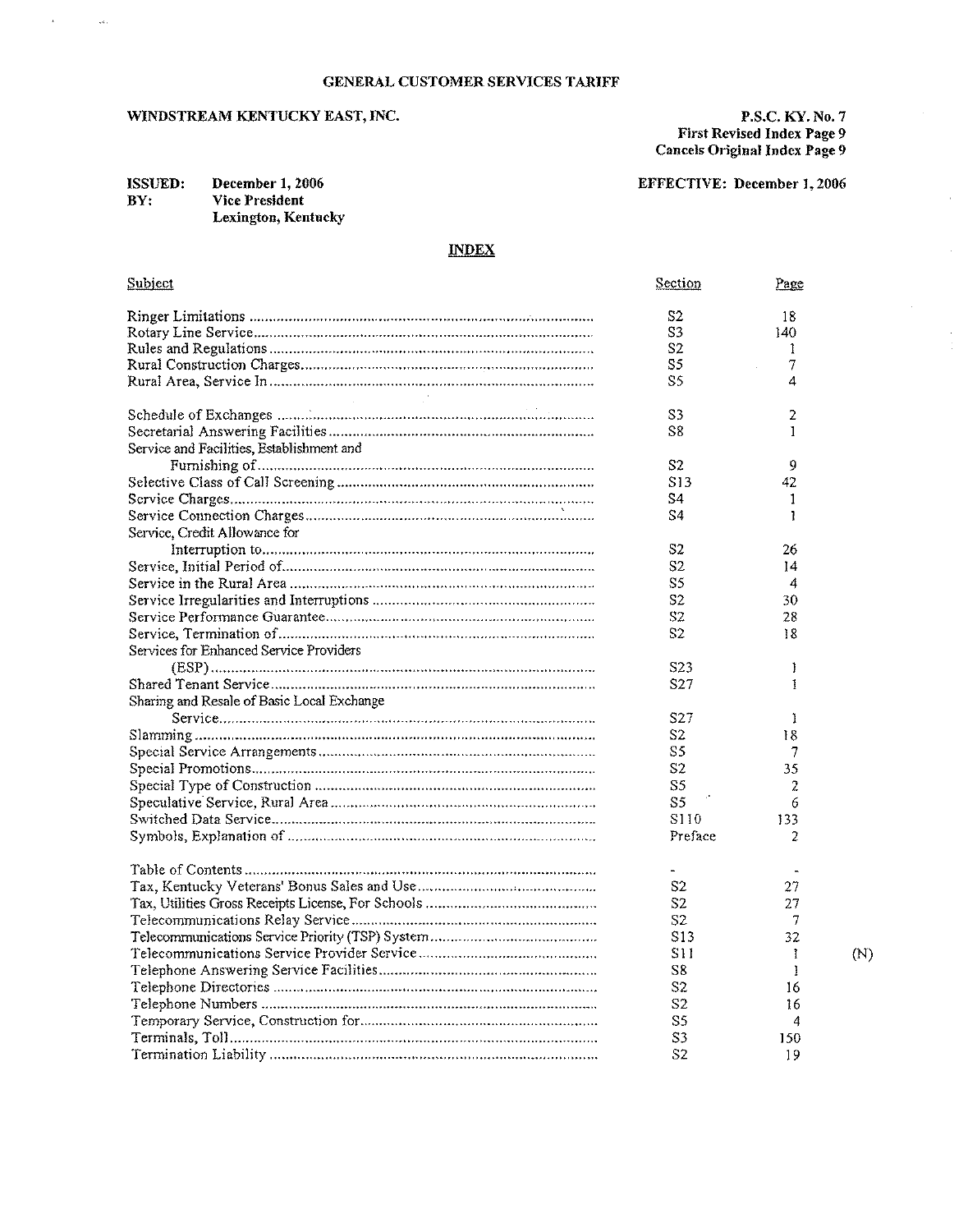**GENERAL CUSTOMER SERVICES TARIFF**

**WINDSTREAM KENTUCKY EAST, INC.**

**P.S.C. KY. No. 7**
**First Revised Index Page 9**
**Cancels Original Index Page 9**

**ISSUED: December 1, 2006**
**BY: Vice President**
**Lexington, Kentucky**

**EFFECTIVE: December 1, 2006**

## INDEX

| Subject | Section | Page | |
|---|---|---|---|
| Ringer Limitations | S2 | 18 | |
| Rotary Line Service | S3 | 140 | |
| Rules and Regulations | S2 | 1 | |
| Rural Construction Charges | S5 | 7 | |
| Rural Area, Service In | S5 | 4 | |
| | | | |
| Schedule of Exchanges | S3 | 2 | |
| Secretarial Answering Facilities | S8 | 1 | |
| Service and Facilities, Establishment and Furnishing of | S2 | 9 | |
| Selective Class of Call Screening | S13 | 42 | |
| Service Charges | S4 | 1 | |
| Service Connection Charges | S4 | 1 | |
| Service, Credit Allowance for Interruption to | S2 | 26 | |
| Service, Initial Period of | S2 | 14 | |
| Service in the Rural Area | S5 | 4 | |
| Service Irregularities and Interruptions | S2 | 30 | |
| Service Performance Guarantee | S2 | 28 | |
| Service, Termination of | S2 | 18 | |
| Services for Enhanced Service Providers (ESP) | S23 | 1 | |
| Shared Tenant Service | S27 | 1 | |
| Sharing and Resale of Basic Local Exchange Service | S27 | 1 | |
| Slamming | S2 | 18 | |
| Special Service Arrangements | S5 | 7 | |
| Special Promotions | S2 | 35 | |
| Special Type of Construction | S5 | 2 | |
| Speculative Service, Rural Area | S5 | 6 | |
| Switched Data Service | S110 | 133 | |
| Symbols, Explanation of | Preface | 2 | |
| | | | |
| Table of Contents | - | - | |
| Tax, Kentucky Veterans' Bonus Sales and Use | S2 | 27 | |
| Tax, Utilities Gross Receipts License, For Schools | S2 | 27 | |
| Telecommunications Relay Service | S2 | 7 | |
| Telecommunications Service Priority (TSP) System | S13 | 32 | |
| Telecommunications Service Provider Service | S11 | 1 | (N) |
| Telephone Answering Service Facilities | S8 | 1 | |
| Telephone Directories | S2 | 16 | |
| Telephone Numbers | S2 | 16 | |
| Temporary Service, Construction for | S5 | 4 | |
| Terminals, Toll | S3 | 150 | |
| Termination Liability | S2 | 19 | |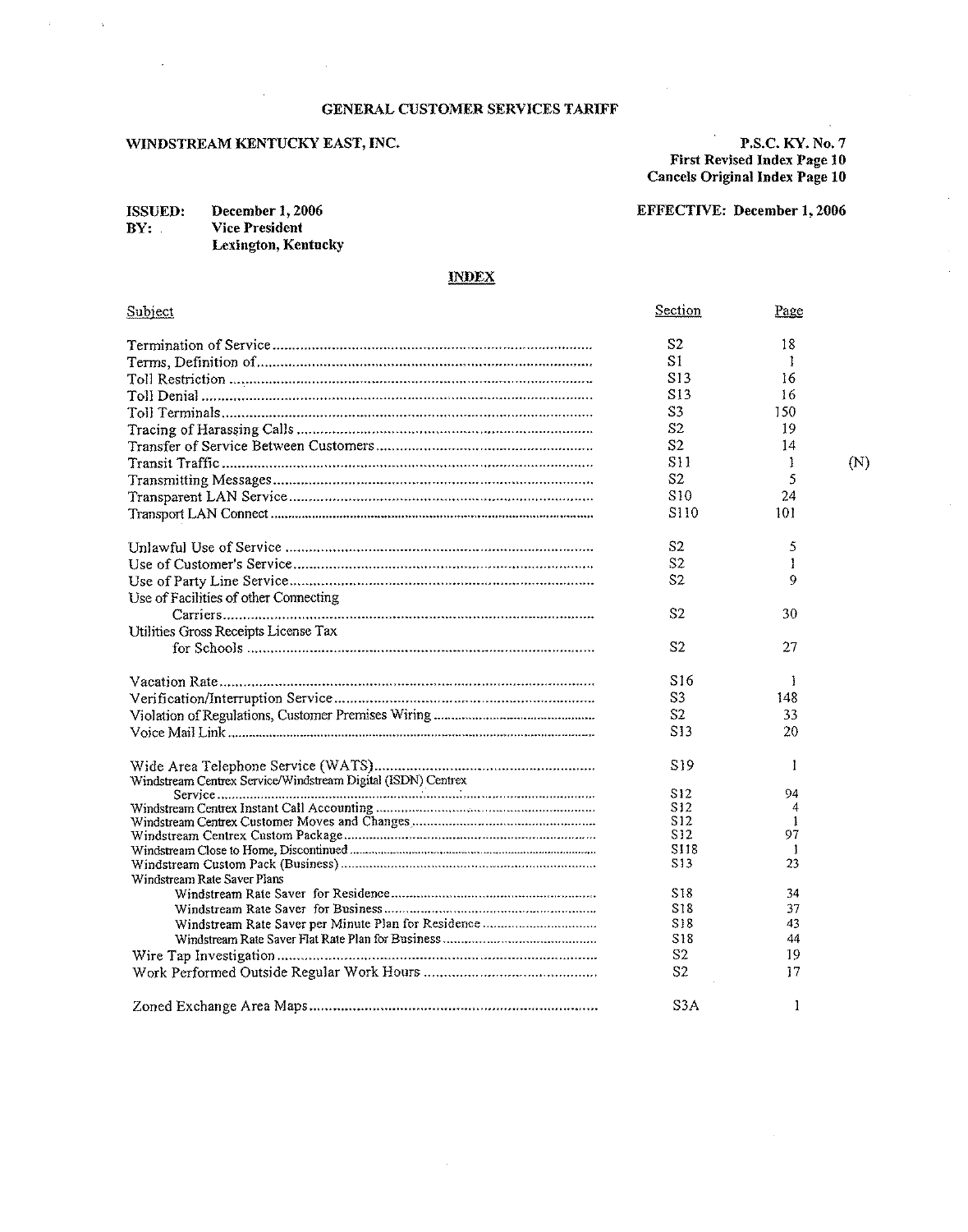**GENERAL CUSTOMER SERVICES TARIFF**

**WINDSTREAM KENTUCKY EAST, INC.**

**P.S.C. KY. No. 7**
**First Revised Index Page 10**
**Cancels Original Index Page 10**

**ISSUED:** December 1, 2006
**BY:** Vice President
Lexington, Kentucky

**EFFECTIVE: December 1, 2006**

## INDEX

| Subject | Section | Page | |
|---|---|---|---|
| Termination of Service | S2 | 18 | |
| Terms, Definition of | S1 | 1 | |
| Toll Restriction | S13 | 16 | |
| Toll Denial | S13 | 16 | |
| Toll Terminals | S3 | 150 | |
| Tracing of Harassing Calls | S2 | 19 | |
| Transfer of Service Between Customers | S2 | 14 | |
| Transit Traffic | S11 | 1 | (N) |
| Transmitting Messages | S2 | 5 | |
| Transparent LAN Service | S10 | 24 | |
| Transport LAN Connect | S110 | 101 | |
| | | | |
| Unlawful Use of Service | S2 | 5 | |
| Use of Customer's Service | S2 | 1 | |
| Use of Party Line Service | S2 | 9 | |
| Use of Facilities of other Connecting Carriers | S2 | 30 | |
| Utilities Gross Receipts License Tax for Schools | S2 | 27 | |
| | | | |
| Vacation Rate | S16 | 1 | |
| Verification/Interruption Service | S3 | 148 | |
| Violation of Regulations, Customer Premises Wiring | S2 | 33 | |
| Voice Mail Link | S13 | 20 | |
| | | | |
| Wide Area Telephone Service (WATS) | S19 | 1 | |
| Windstream Centrex Service/Windstream Digital (ISDN) Centrex Service | S12 | 94 | |
| Windstream Centrex Instant Call Accounting | S12 | 4 | |
| Windstream Centrex Customer Moves and Changes | S12 | 1 | |
| Windstream Centrex Custom Package | S12 | 97 | |
| Windstream Close to Home, Discontinued | S118 | 1 | |
| Windstream Custom Pack (Business) | S13 | 23 | |
| Windstream Rate Saver Plans | | | |
| Windstream Rate Saver for Residence | S18 | 34 | |
| Windstream Rate Saver for Business | S18 | 37 | |
| Windstream Rate Saver per Minute Plan for Residence | S18 | 43 | |
| Windstream Rate Saver Flat Rate Plan for Business | S18 | 44 | |
| Wire Tap Investigation | S2 | 19 | |
| Work Performed Outside Regular Work Hours | S2 | 17 | |
| | | | |
| Zoned Exchange Area Maps | S3A | 1 | |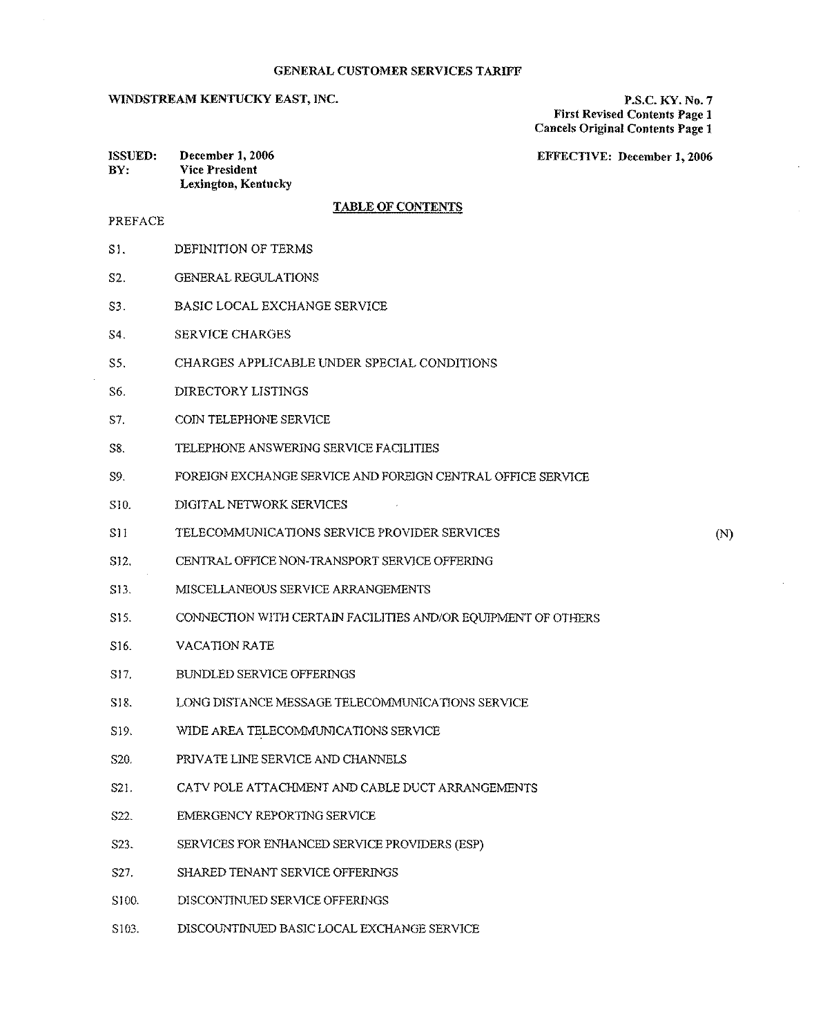GENERAL CUSTOMER SERVICES TARIFF

WINDSTREAM KENTUCKY EAST, INC.

P.S.C. KY. No. 7
First Revised Contents Page 1
Cancels Original Contents Page 1

ISSUED: December 1, 2006
BY: Vice President
Lexington, Kentucky

EFFECTIVE: December 1, 2006

## TABLE OF CONTENTS

PREFACE

| | | |
|---|---|---|
| S1. | DEFINITION OF TERMS | |
| S2. | GENERAL REGULATIONS | |
| S3. | BASIC LOCAL EXCHANGE SERVICE | |
| S4. | SERVICE CHARGES | |
| S5. | CHARGES APPLICABLE UNDER SPECIAL CONDITIONS | |
| S6. | DIRECTORY LISTINGS | |
| S7. | COIN TELEPHONE SERVICE | |
| S8. | TELEPHONE ANSWERING SERVICE FACILITIES | |
| S9. | FOREIGN EXCHANGE SERVICE AND FOREIGN CENTRAL OFFICE SERVICE | |
| S10. | DIGITAL NETWORK SERVICES | |
| S11 | TELECOMMUNICATIONS SERVICE PROVIDER SERVICES | (N) |
| S12. | CENTRAL OFFICE NON-TRANSPORT SERVICE OFFERING | |
| S13. | MISCELLANEOUS SERVICE ARRANGEMENTS | |
| S15. | CONNECTION WITH CERTAIN FACILITIES AND/OR EQUIPMENT OF OTHERS | |
| S16. | VACATION RATE | |
| S17. | BUNDLED SERVICE OFFERINGS | |
| S18. | LONG DISTANCE MESSAGE TELECOMMUNICATIONS SERVICE | |
| S19. | WIDE AREA TELECOMMUNICATIONS SERVICE | |
| S20. | PRIVATE LINE SERVICE AND CHANNELS | |
| S21. | CATV POLE ATTACHMENT AND CABLE DUCT ARRANGEMENTS | |
| S22. | EMERGENCY REPORTING SERVICE | |
| S23. | SERVICES FOR ENHANCED SERVICE PROVIDERS (ESP) | |
| S27. | SHARED TENANT SERVICE OFFERINGS | |
| S100. | DISCONTINUED SERVICE OFFERINGS | |
| S103. | DISCOUNTINUED BASIC LOCAL EXCHANGE SERVICE | |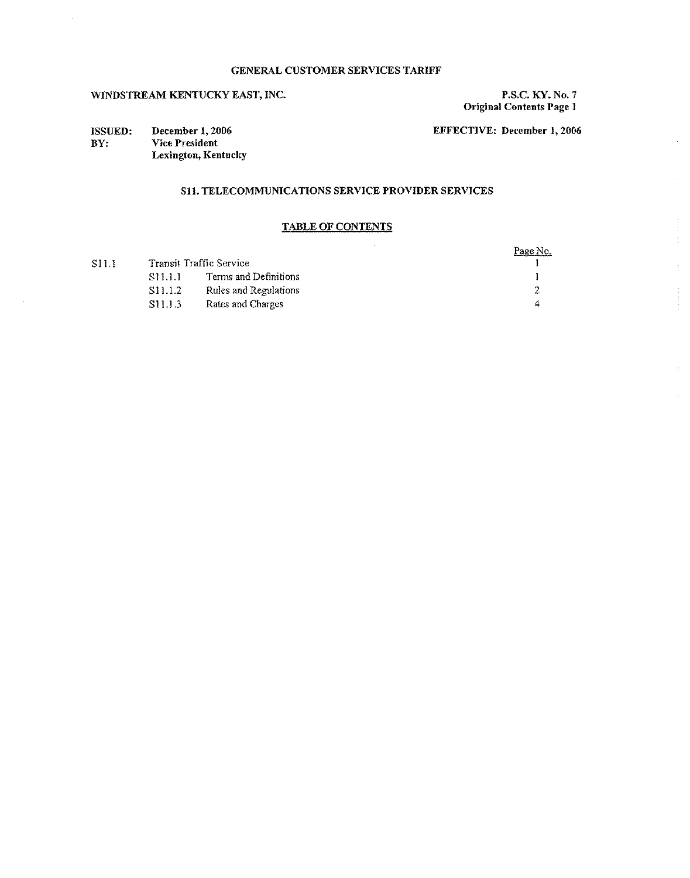GENERAL CUSTOMER SERVICES TARIFF

WINDSTREAM KENTUCKY EAST, INC.

P.S.C. KY. No. 7
Original Contents Page 1

**ISSUED:** December 1, 2006
**BY:** Vice President
Lexington, Kentucky

**EFFECTIVE:** December 1, 2006

## S11. TELECOMMUNICATIONS SERVICE PROVIDER SERVICES

### TABLE OF CONTENTS

| | | | Page No. |
|---|---|---|---|
| S11.1 | Transit Traffic Service | | 1 |
| | S11.1.1 | Terms and Definitions | 1 |
| | S11.1.2 | Rules and Regulations | 2 |
| | S11.1.3 | Rates and Charges | 4 |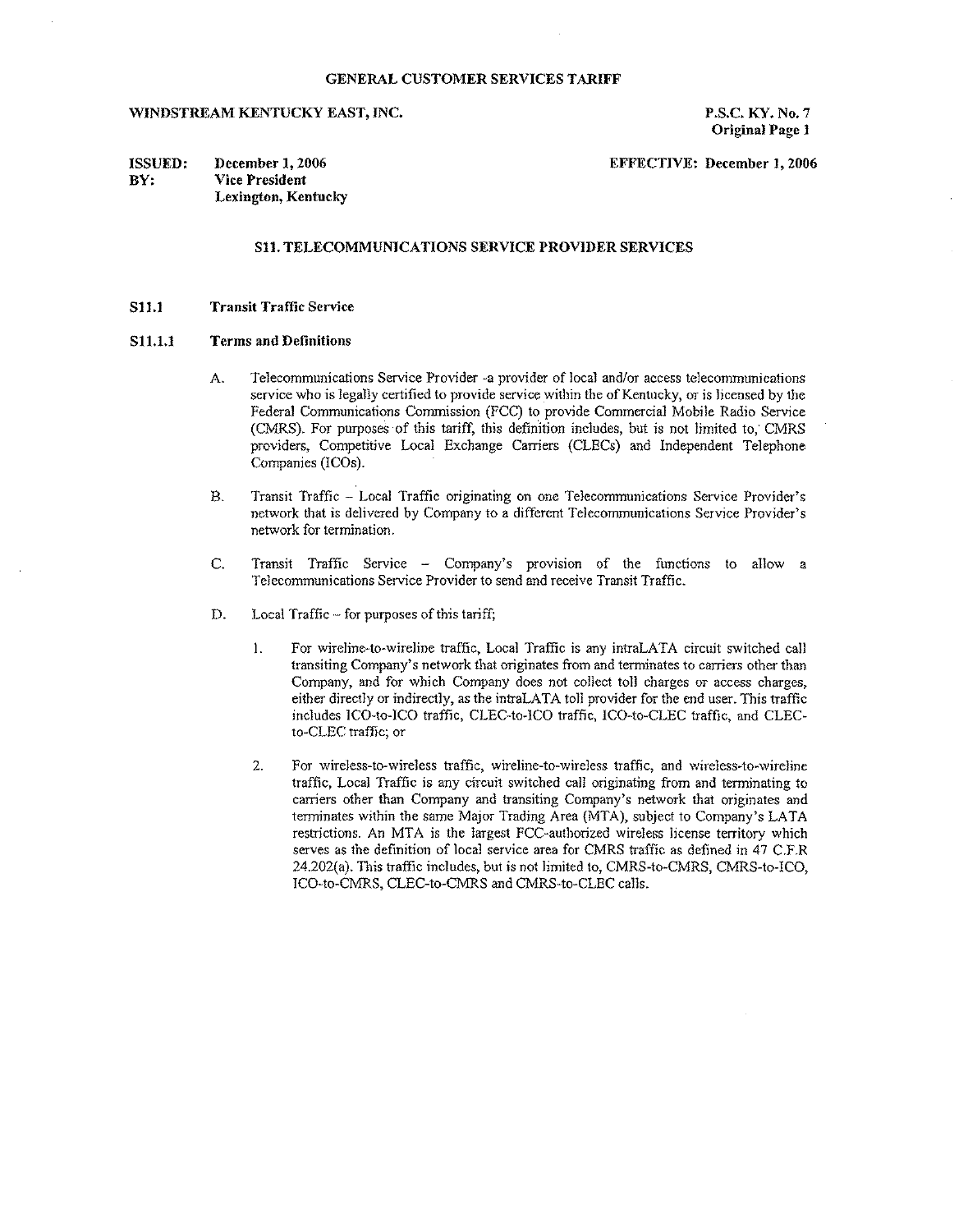GENERAL CUSTOMER SERVICES TARIFF

WINDSTREAM KENTUCKY EAST, INC.

P.S.C. KY. No. 7
Original Page 1

ISSUED: December 1, 2006
BY: Vice President
Lexington, Kentucky

EFFECTIVE: December 1, 2006

## S11. TELECOMMUNICATIONS SERVICE PROVIDER SERVICES

### S11.1 Transit Traffic Service

### S11.1.1 Terms and Definitions

A. Telecommunications Service Provider -a provider of local and/or access telecommunications service who is legally certified to provide service within the of Kentucky, or is licensed by the Federal Communications Commission (FCC) to provide Commercial Mobile Radio Service (CMRS). For purposes of this tariff, this definition includes, but is not limited to, CMRS providers, Competitive Local Exchange Carriers (CLECs) and Independent Telephone Companies (ICOs).

B. Transit Traffic – Local Traffic originating on one Telecommunications Service Provider's network that is delivered by Company to a different Telecommunications Service Provider's network for termination.

C. Transit Traffic Service – Company's provision of the functions to allow a Telecommunications Service Provider to send and receive Transit Traffic.

D. Local Traffic – for purposes of this tariff;

1. For wireline-to-wireline traffic, Local Traffic is any intraLATA circuit switched call transiting Company's network that originates from and terminates to carriers other than Company, and for which Company does not collect toll charges or access charges, either directly or indirectly, as the intraLATA toll provider for the end user. This traffic includes ICO-to-ICO traffic, CLEC-to-ICO traffic, ICO-to-CLEC traffic, and CLEC-to-CLEC traffic; or

2. For wireless-to-wireless traffic, wireline-to-wireless traffic, and wireless-to-wireline traffic, Local Traffic is any circuit switched call originating from and terminating to carriers other than Company and transiting Company's network that originates and terminates within the same Major Trading Area (MTA), subject to Company's LATA restrictions. An MTA is the largest FCC-authorized wireless license territory which serves as the definition of local service area for CMRS traffic as defined in 47 C.F.R 24.202(a). This traffic includes, but is not limited to, CMRS-to-CMRS, CMRS-to-ICO, ICO-to-CMRS, CLEC-to-CMRS and CMRS-to-CLEC calls.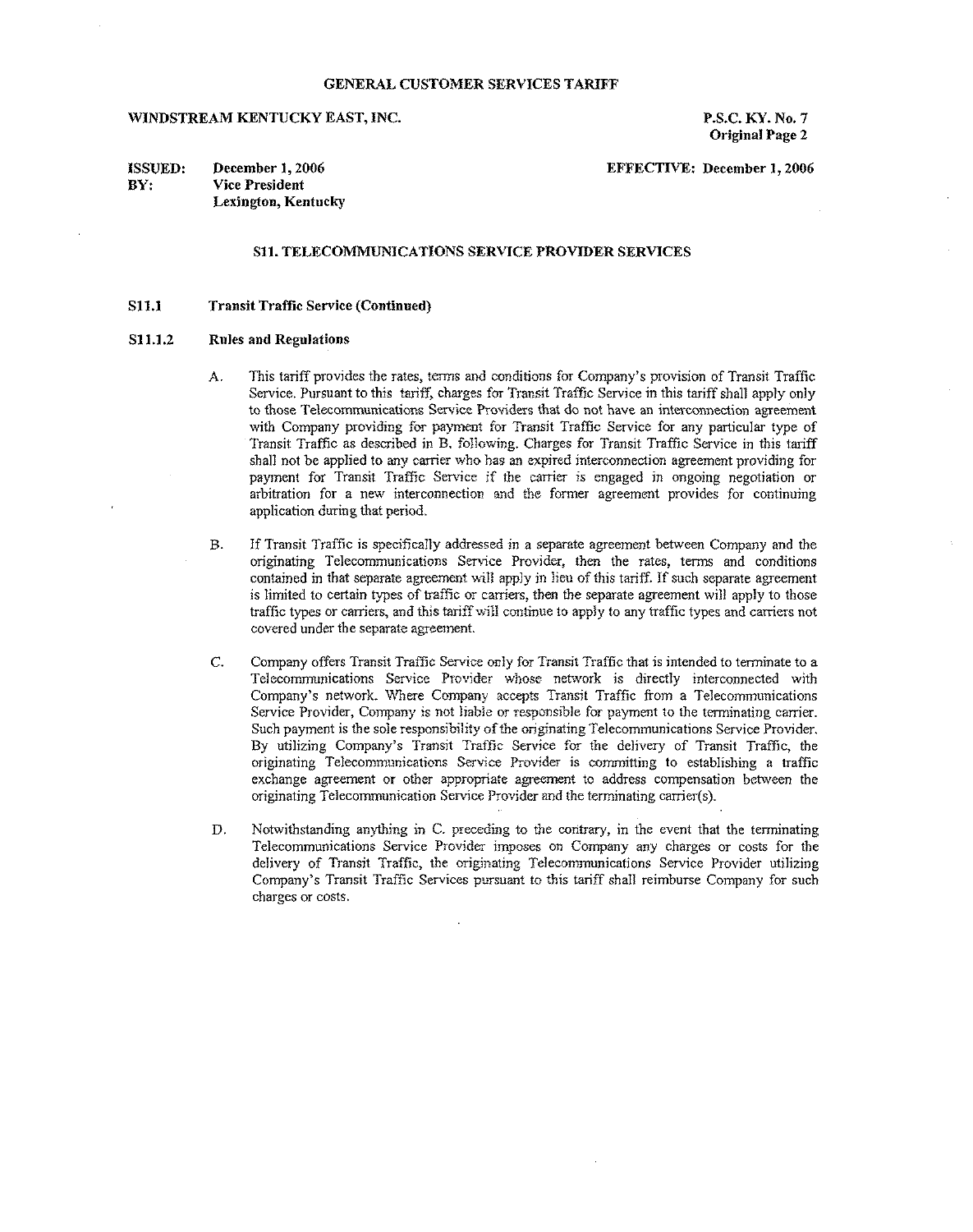GENERAL CUSTOMER SERVICES TARIFF

WINDSTREAM KENTUCKY EAST, INC.

P.S.C. KY. No. 7
Original Page 2

ISSUED: December 1, 2006
BY: Vice President
Lexington, Kentucky

EFFECTIVE: December 1, 2006

## S11. TELECOMMUNICATIONS SERVICE PROVIDER SERVICES

### S11.1 Transit Traffic Service (Continued)

### S11.1.2 Rules and Regulations

A. This tariff provides the rates, terms and conditions for Company's provision of Transit Traffic Service. Pursuant to this tariff, charges for Transit Traffic Service in this tariff shall apply only to those Telecommunications Service Providers that do not have an interconnection agreement with Company providing for payment for Transit Traffic Service for any particular type of Transit Traffic as described in B. following. Charges for Transit Traffic Service in this tariff shall not be applied to any carrier who has an expired interconnection agreement providing for payment for Transit Traffic Service if the carrier is engaged in ongoing negotiation or arbitration for a new interconnection and the former agreement provides for continuing application during that period.

B. If Transit Traffic is specifically addressed in a separate agreement between Company and the originating Telecommunications Service Provider, then the rates, terms and conditions contained in that separate agreement will apply in lieu of this tariff. If such separate agreement is limited to certain types of traffic or carriers, then the separate agreement will apply to those traffic types or carriers, and this tariff will continue to apply to any traffic types and carriers not covered under the separate agreement.

C. Company offers Transit Traffic Service only for Transit Traffic that is intended to terminate to a Telecommunications Service Provider whose network is directly interconnected with Company's network. Where Company accepts Transit Traffic from a Telecommunications Service Provider, Company is not liable or responsible for payment to the terminating carrier. Such payment is the sole responsibility of the originating Telecommunications Service Provider. By utilizing Company's Transit Traffic Service for the delivery of Transit Traffic, the originating Telecommunications Service Provider is committing to establishing a traffic exchange agreement or other appropriate agreement to address compensation between the originating Telecommunication Service Provider and the terminating carrier(s).

D. Notwithstanding anything in C. preceding to the contrary, in the event that the terminating Telecommunications Service Provider imposes on Company any charges or costs for the delivery of Transit Traffic, the originating Telecommunications Service Provider utilizing Company's Transit Traffic Services pursuant to this tariff shall reimburse Company for such charges or costs.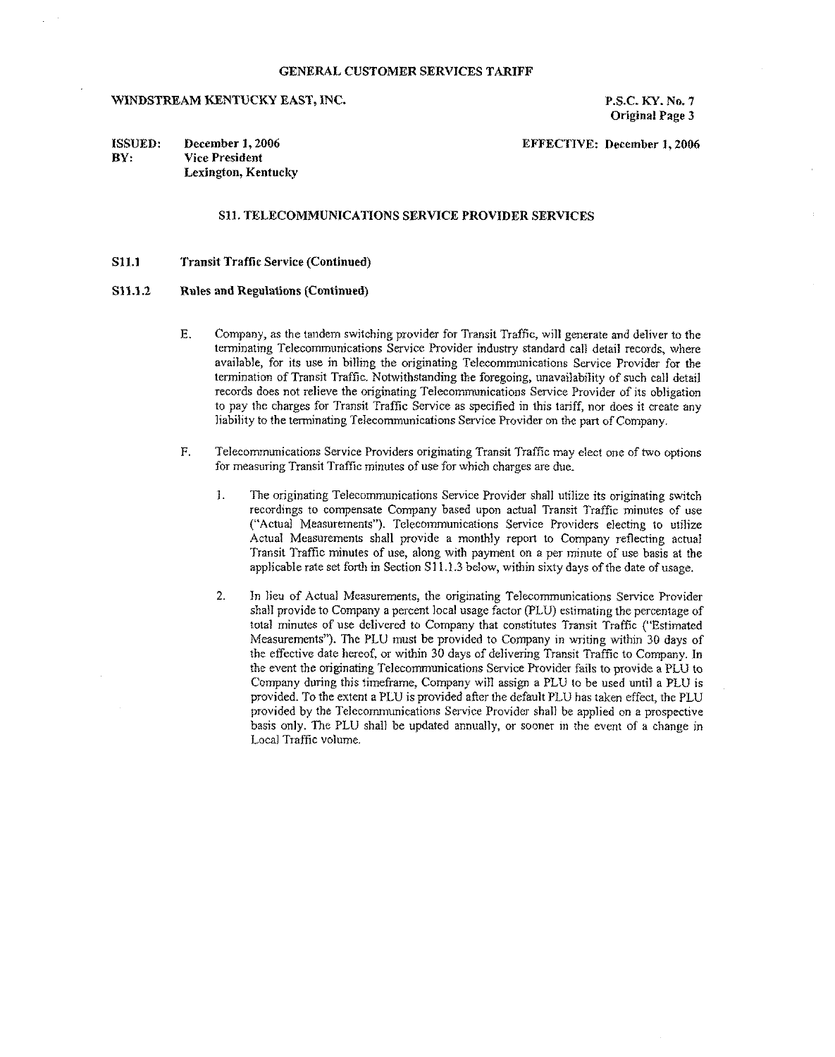GENERAL CUSTOMER SERVICES TARIFF

WINDSTREAM KENTUCKY EAST, INC.

P.S.C. KY. No. 7
Original Page 3

ISSUED: December 1, 2006
BY: Vice President
Lexington, Kentucky

EFFECTIVE: December 1, 2006

## S11. TELECOMMUNICATIONS SERVICE PROVIDER SERVICES

### S11.1 Transit Traffic Service (Continued)

### S11.1.2 Rules and Regulations (Continued)

E. Company, as the tandem switching provider for Transit Traffic, will generate and deliver to the terminating Telecommunications Service Provider industry standard call detail records, where available, for its use in billing the originating Telecommunications Service Provider for the termination of Transit Traffic. Notwithstanding the foregoing, unavailability of such call detail records does not relieve the originating Telecommunications Service Provider of its obligation to pay the charges for Transit Traffic Service as specified in this tariff, nor does it create any liability to the terminating Telecommunications Service Provider on the part of Company.

F. Telecommunications Service Providers originating Transit Traffic may elect one of two options for measuring Transit Traffic minutes of use for which charges are due.

1. The originating Telecommunications Service Provider shall utilize its originating switch recordings to compensate Company based upon actual Transit Traffic minutes of use ("Actual Measurements"). Telecommunications Service Providers electing to utilize Actual Measurements shall provide a monthly report to Company reflecting actual Transit Traffic minutes of use, along with payment on a per minute of use basis at the applicable rate set forth in Section S11.1.3 below, within sixty days of the date of usage.

2. In lieu of Actual Measurements, the originating Telecommunications Service Provider shall provide to Company a percent local usage factor (PLU) estimating the percentage of total minutes of use delivered to Company that constitutes Transit Traffic ("Estimated Measurements"). The PLU must be provided to Company in writing within 30 days of the effective date hereof, or within 30 days of delivering Transit Traffic to Company. In the event the originating Telecommunications Service Provider fails to provide a PLU to Company during this timeframe, Company will assign a PLU to be used until a PLU is provided. To the extent a PLU is provided after the default PLU has taken effect, the PLU provided by the Telecommunications Service Provider shall be applied on a prospective basis only. The PLU shall be updated annually, or sooner in the event of a change in Local Traffic volume.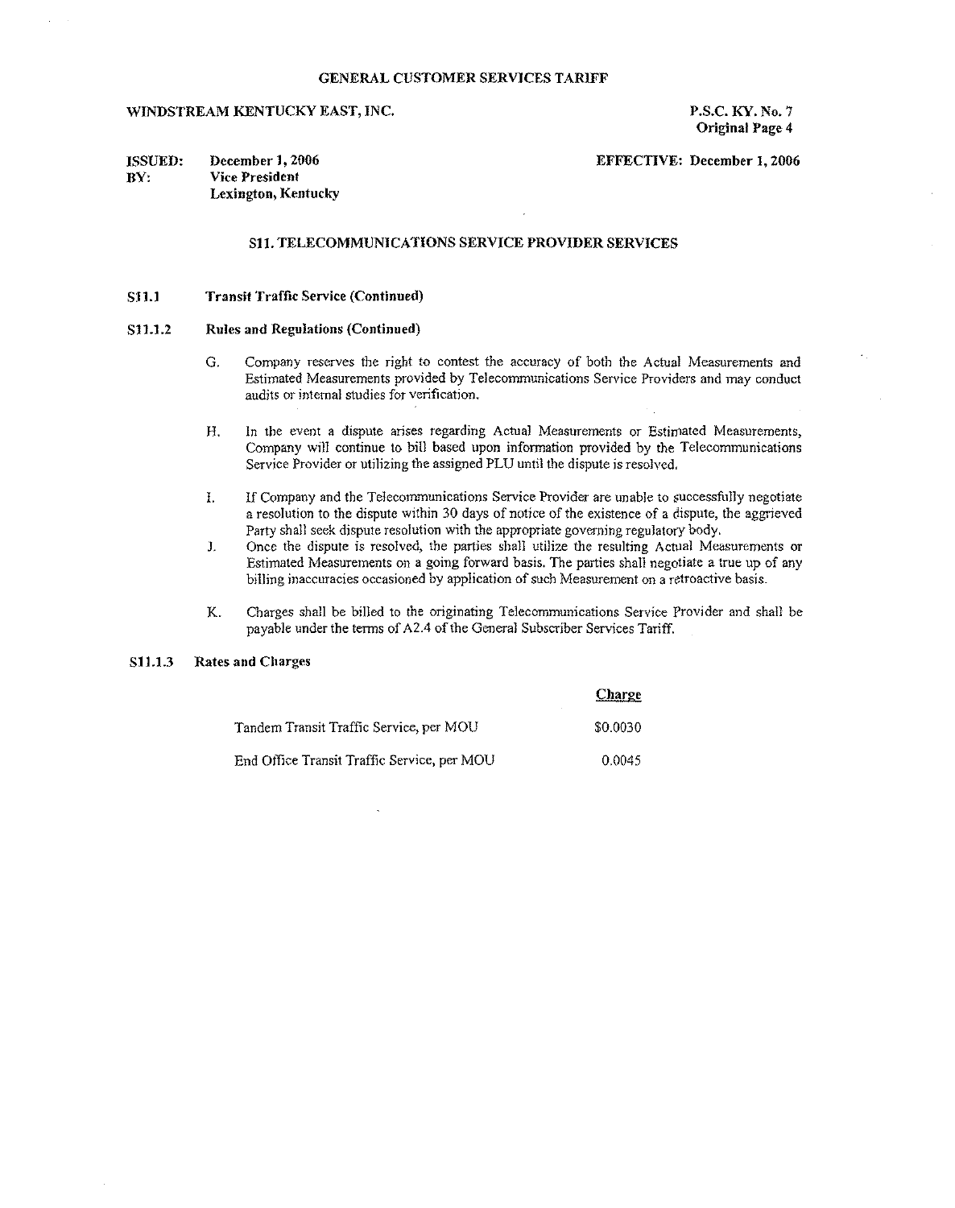GENERAL CUSTOMER SERVICES TARIFF

WINDSTREAM KENTUCKY EAST, INC.

P.S.C. KY. No. 7
Original Page 4

ISSUED: December 1, 2006
BY: Vice President
Lexington, Kentucky

EFFECTIVE: December 1, 2006

## S11. TELECOMMUNICATIONS SERVICE PROVIDER SERVICES

### S11.1 Transit Traffic Service (Continued)

### S11.1.2 Rules and Regulations (Continued)

G. Company reserves the right to contest the accuracy of both the Actual Measurements and Estimated Measurements provided by Telecommunications Service Providers and may conduct audits or internal studies for verification.

H. In the event a dispute arises regarding Actual Measurements or Estimated Measurements, Company will continue to bill based upon information provided by the Telecommunications Service Provider or utilizing the assigned PLU until the dispute is resolved.

I. If Company and the Telecommunications Service Provider are unable to successfully negotiate a resolution to the dispute within 30 days of notice of the existence of a dispute, the aggrieved Party shall seek dispute resolution with the appropriate governing regulatory body.

J. Once the dispute is resolved, the parties shall utilize the resulting Actual Measurements or Estimated Measurements on a going forward basis. The parties shall negotiate a true up of any billing inaccuracies occasioned by application of such Measurement on a retroactive basis.

K. Charges shall be billed to the originating Telecommunications Service Provider and shall be payable under the terms of A2.4 of the General Subscriber Services Tariff.

### S11.1.3 Rates and Charges

| | Charge |
|---|---|
| Tandem Transit Traffic Service, per MOU | $0.0030 |
| End Office Transit Traffic Service, per MOU | 0.0045 |